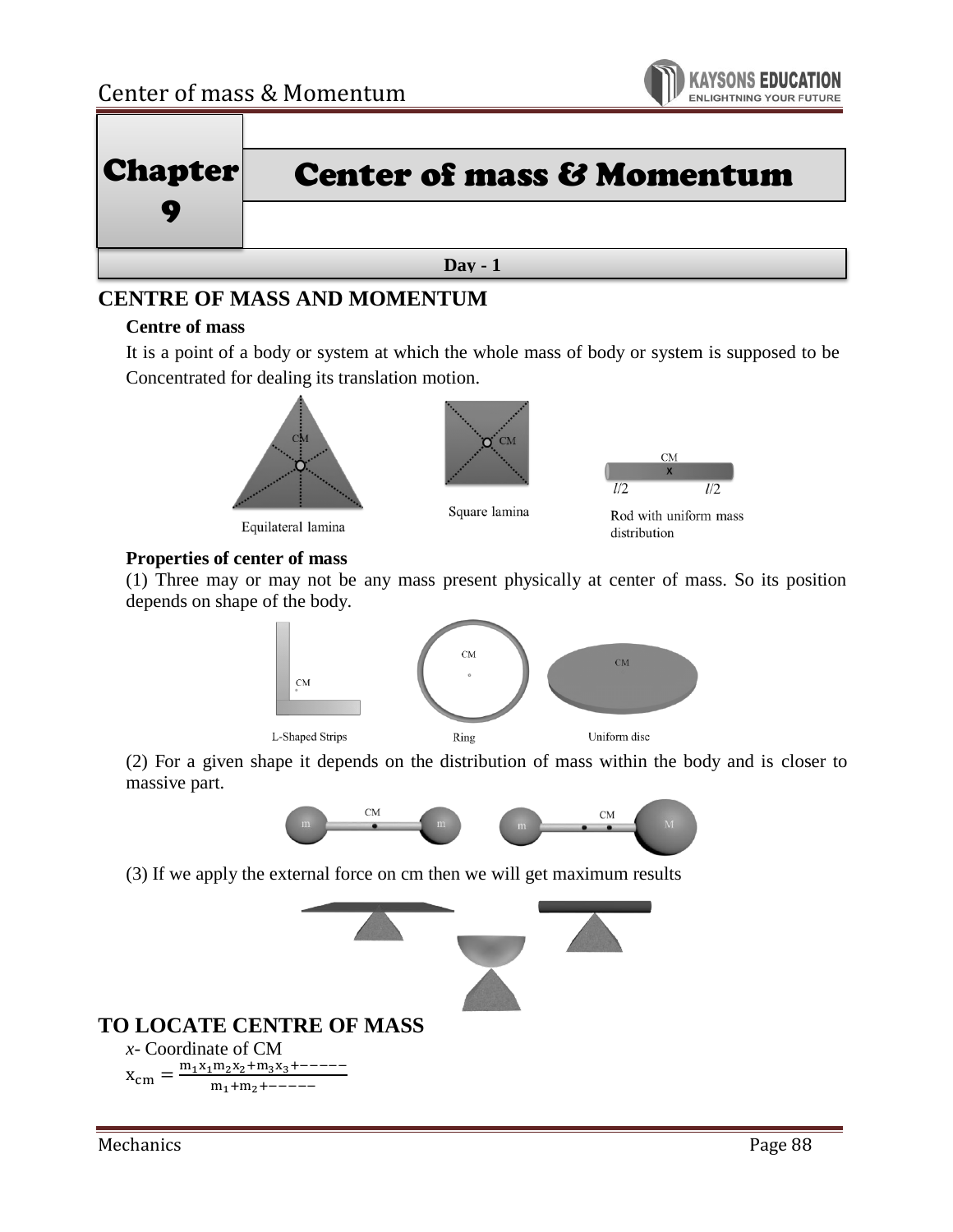# Chapter 9

# Center of mass & Momentum

**Day - 1**

## CENTRE OF MASS AND MOMENTUM

**Centre of mass**

It is a point of a body or system at which the whole mass of body or system is supposed to be Concentrated for dealing its translation motion.

CM

CM

CM

$l/2$ $l/2$

Equilateral lamina

Square lamina

Rod with uniform mass distribution

**Properties of center of mass**

(1) Three may or may not be any mass present physically at center of mass. So its position depends on shape of the body.

CM

CM

CM

L-Shaped Strips

Ring

Uniform disc

(2) For a given shape it depends on the distribution of mass within the body and is closer to massive part.

m CM m

m CM M

(3) If we apply the external force on cm then we will get maximum results

## TO LOCATE CENTRE OF MASS

*x*- Coordinate of CM

$$x_{cm} = \frac{m_1x_1m_2x_2+m_3x_3+-----}{m_1+m_2+-----}$$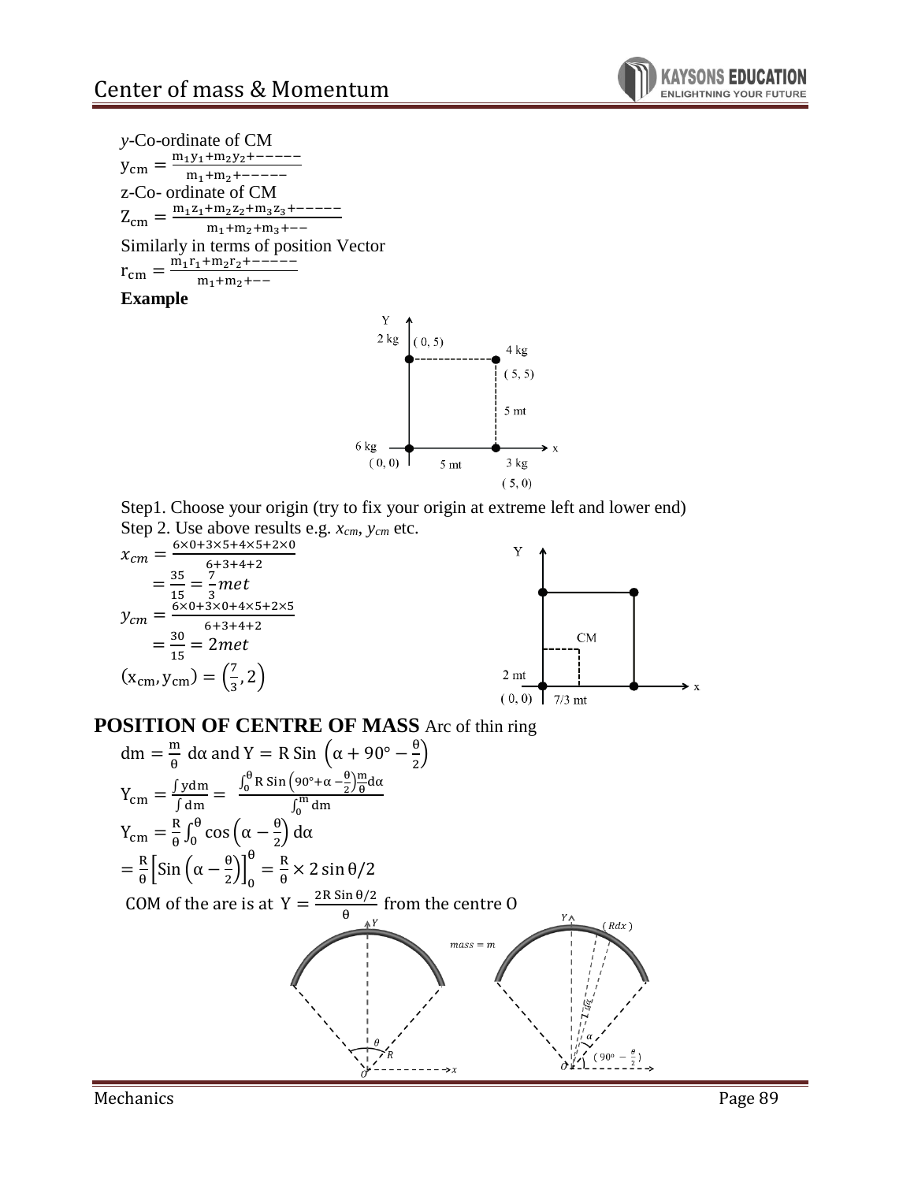*y*-Co-ordinate of CM

$$y_{cm} = \frac{m_1y_1 + m_2y_2 + -----}{m_1 + m_2 + -----}$$

z-Co- ordinate of CM

$$Z_{cm} = \frac{m_1z_1 + m_2z_2 + m_3z_3 + -----}{m_1 + m_2 + m_3 + --}$$

Similarly in terms of position Vector

$$r_{cm} = \frac{m_1r_1 + m_2r_2 + -----}{m_1 + m_2 + --}$$

**Example**

Y
2 kg
( 0, 5)
4 kg
( 5, 5)
5 mt
6 kg
( 0, 0)
5 mt
3 kg
( 5, 0)
x

Step1. Choose your origin (try to fix your origin at extreme left and lower end)

Step 2. Use above results e.g. $x_{cm}$, $y_{cm}$ etc.

$$x_{cm} = \frac{6\times0 + 3\times5 + 4\times5 + 2\times0}{6+3+4+2}$$

$$= \frac{35}{15} = \frac{7}{3} met$$

$$y_{cm} = \frac{6\times0 + 3\times0 + 4\times5 + 2\times5}{6+3+4+2}$$

$$= \frac{30}{15} = 2met$$

$$(x_{cm}, y_{cm}) = \left(\frac{7}{3}, 2\right)$$

Y
CM
2 mt
( 0, 0)
7/3 mt
x

**POSITION OF CENTRE OF MASS** Arc of thin ring

$$dm = \frac{m}{\theta}\, d\alpha \text{ and } Y = R\,\mathrm{Sin}\,\left(\alpha + 90° - \frac{\theta}{2}\right)$$

$$Y_{cm} = \frac{\int y dm}{\int dm} = \frac{\int_0^{\theta} R\,\mathrm{Sin}\left(90° + \alpha - \frac{\theta}{2}\right)\frac{m}{\theta}d\alpha}{\int_0^{m} dm}$$

$$Y_{cm} = \frac{R}{\theta}\int_0^{\theta} \cos\left(\alpha - \frac{\theta}{2}\right) d\alpha$$

$$= \frac{R}{\theta}\left[\mathrm{Sin}\left(\alpha - \frac{\theta}{2}\right)\right]_0^{\theta} = \frac{R}{\theta} \times 2\sin\theta/2$$

COM of the are is at $Y = \frac{2R\,\mathrm{Sin}\,\theta/2}{\theta}$ from the centre O

Y
θ
R
O
x
mass = m
Y
(Rdx)
Rdα
α
O
(90° − θ/2)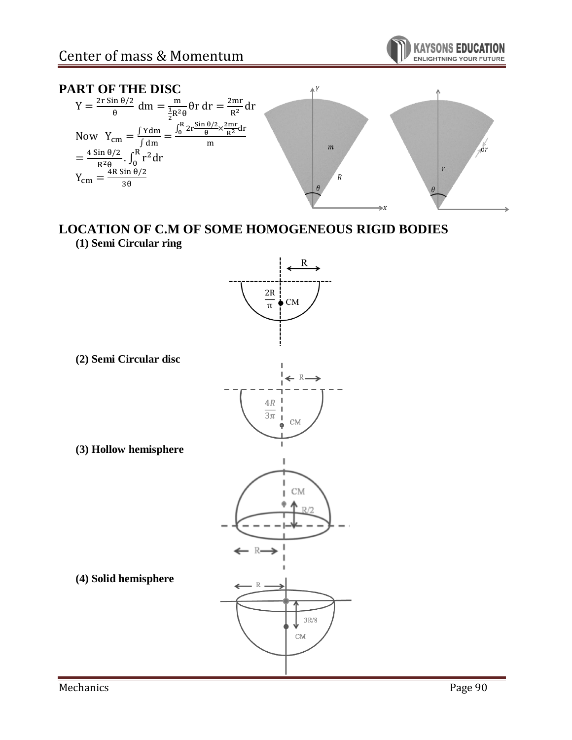## PART OF THE DISC

$$Y = \frac{2r \sin \theta/2}{\theta} \quad dm = \frac{m}{\frac{1}{2}R^2\theta}\theta r\, dr = \frac{2mr}{R^2}dr$$

$$\text{Now} \quad Y_{cm} = \frac{\int Y dm}{\int dm} = \frac{\int_0^R 2r\frac{\sin \theta/2}{\theta} \times \frac{2mr}{R^2}dr}{m}$$

$$= \frac{4 \sin \theta/2}{R^2\theta} \cdot \int_0^R r^2 dr$$

$$Y_{cm} = \frac{4R \sin \theta/2}{3\theta}$$

Y

m

R

$\theta$

x

dr

r

$\theta$

## LOCATION OF C.M OF SOME HOMOGENEOUS RIGID BODIES

**(1) Semi Circular ring**

R

$\frac{2R}{\pi}$

CM

**(2) Semi Circular disc**

R

$\frac{4R}{3\pi}$

CM

**(3) Hollow hemisphere**

CM

R/2

R

**(4) Solid hemisphere**

R

3R/8

CM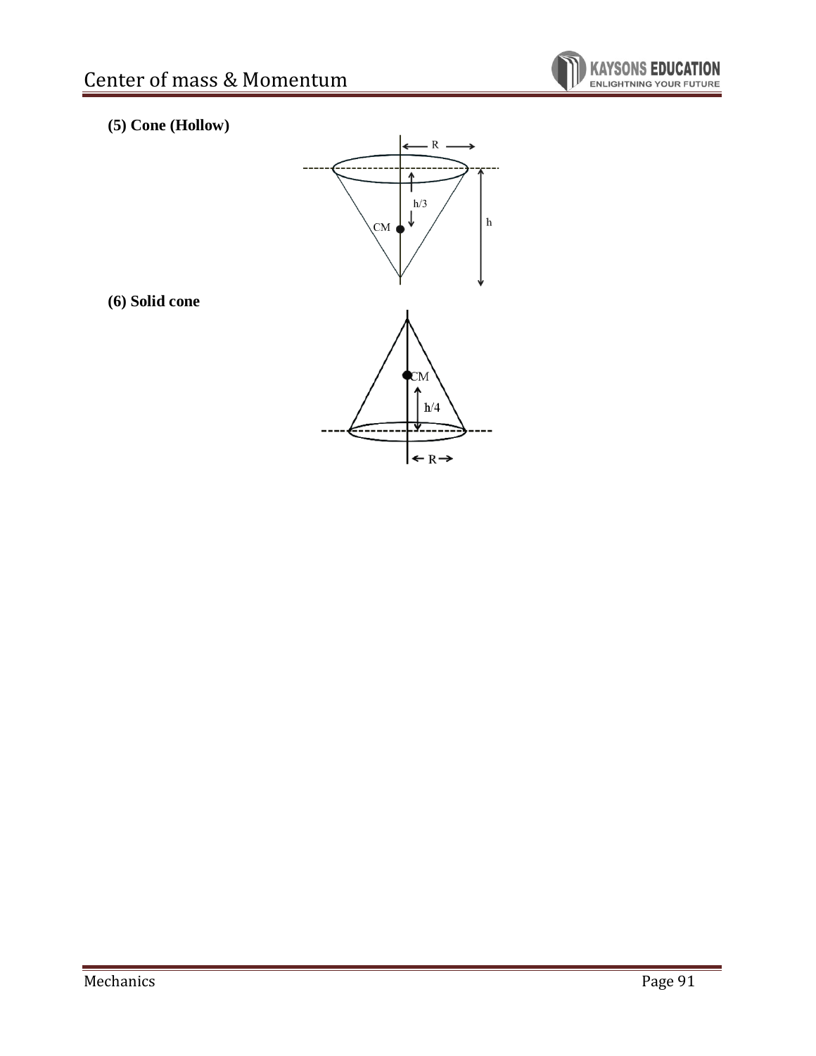**(5) Cone (Hollow)**

R

h/3

CM

h

**(6) Solid cone**

CM

h/4

R